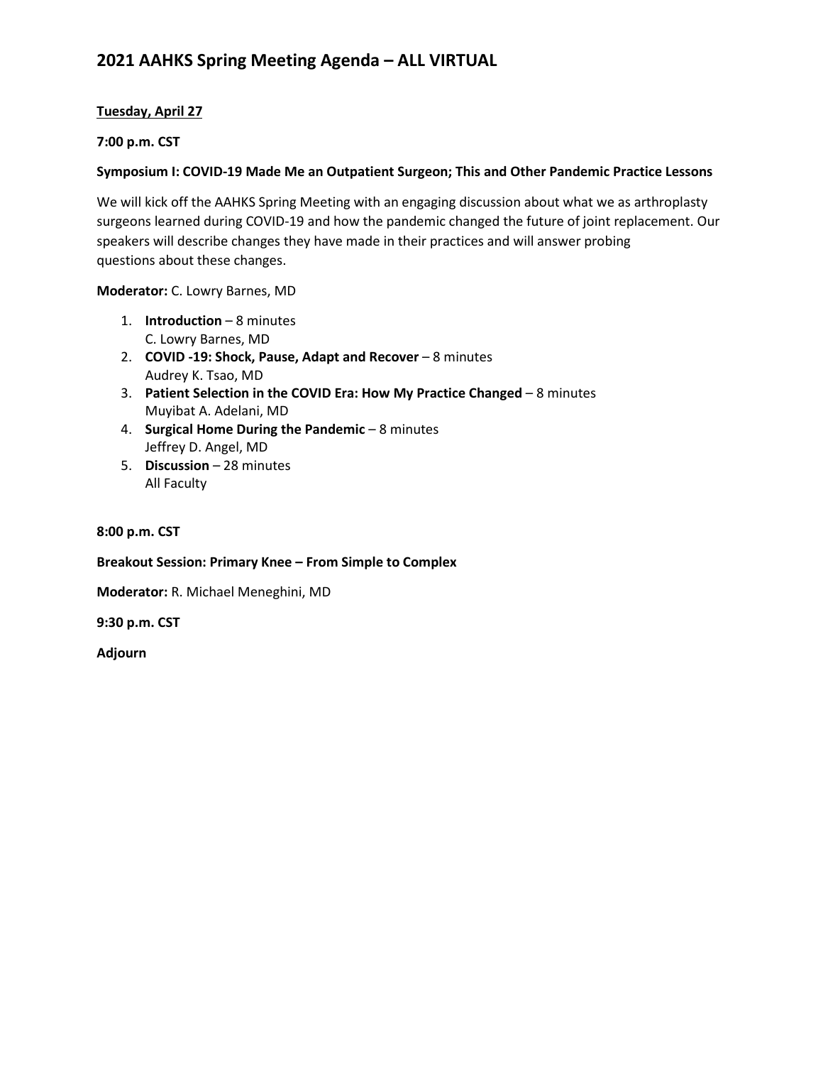# 2021 AAHKS Spring Meeting Agenda – ALL VIRTUAL

**Tuesday, April 27**

**7:00 p.m. CST**

**Symposium I: COVID-19 Made Me an Outpatient Surgeon; This and Other Pandemic Practice Lessons**

We will kick off the AAHKS Spring Meeting with an engaging discussion about what we as arthroplasty surgeons learned during COVID-19 and how the pandemic changed the future of joint replacement. Our speakers will describe changes they have made in their practices and will answer probing questions about these changes.

**Moderator:** C. Lowry Barnes, MD

1. **Introduction** – 8 minutes
   C. Lowry Barnes, MD
2. **COVID -19: Shock, Pause, Adapt and Recover** – 8 minutes
   Audrey K. Tsao, MD
3. **Patient Selection in the COVID Era: How My Practice Changed** – 8 minutes
   Muyibat A. Adelani, MD
4. **Surgical Home During the Pandemic** – 8 minutes
   Jeffrey D. Angel, MD
5. **Discussion** – 28 minutes
   All Faculty

**8:00 p.m. CST**

**Breakout Session: Primary Knee – From Simple to Complex**

**Moderator:** R. Michael Meneghini, MD

**9:30 p.m. CST**

**Adjourn**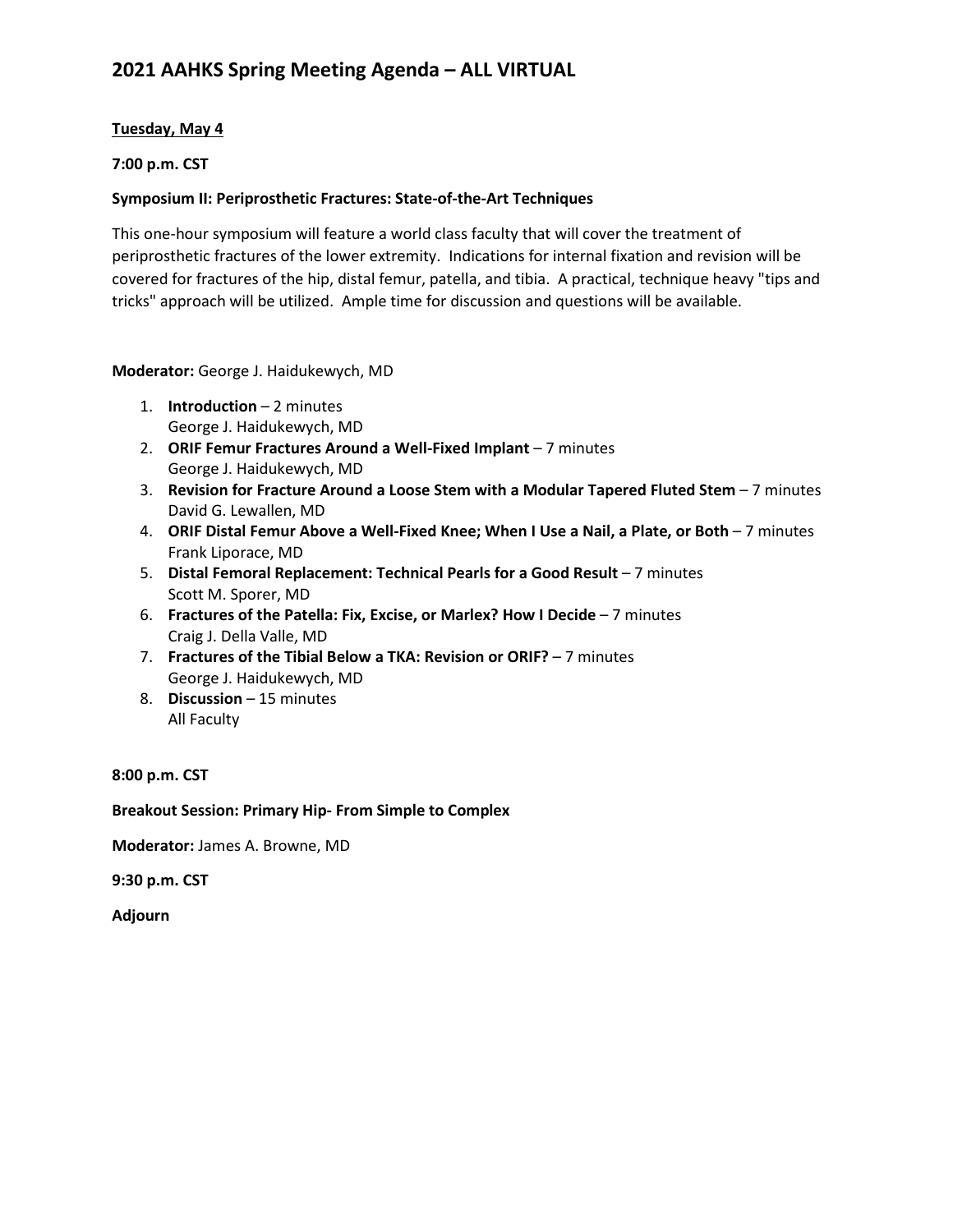# 2021 AAHKS Spring Meeting Agenda – ALL VIRTUAL

**Tuesday, May 4**

**7:00 p.m. CST**

**Symposium II: Periprosthetic Fractures: State-of-the-Art Techniques**

This one-hour symposium will feature a world class faculty that will cover the treatment of periprosthetic fractures of the lower extremity. Indications for internal fixation and revision will be covered for fractures of the hip, distal femur, patella, and tibia. A practical, technique heavy "tips and tricks" approach will be utilized. Ample time for discussion and questions will be available.

**Moderator:** George J. Haidukewych, MD

1. **Introduction** – 2 minutes
   George J. Haidukewych, MD
2. **ORIF Femur Fractures Around a Well-Fixed Implant** – 7 minutes
   George J. Haidukewych, MD
3. **Revision for Fracture Around a Loose Stem with a Modular Tapered Fluted Stem** – 7 minutes
   David G. Lewallen, MD
4. **ORIF Distal Femur Above a Well-Fixed Knee; When I Use a Nail, a Plate, or Both** – 7 minutes
   Frank Liporace, MD
5. **Distal Femoral Replacement: Technical Pearls for a Good Result** – 7 minutes
   Scott M. Sporer, MD
6. **Fractures of the Patella: Fix, Excise, or Marlex? How I Decide** – 7 minutes
   Craig J. Della Valle, MD
7. **Fractures of the Tibial Below a TKA: Revision or ORIF?** – 7 minutes
   George J. Haidukewych, MD
8. **Discussion** – 15 minutes
   All Faculty

**8:00 p.m. CST**

**Breakout Session: Primary Hip- From Simple to Complex**

**Moderator:** James A. Browne, MD

**9:30 p.m. CST**

**Adjourn**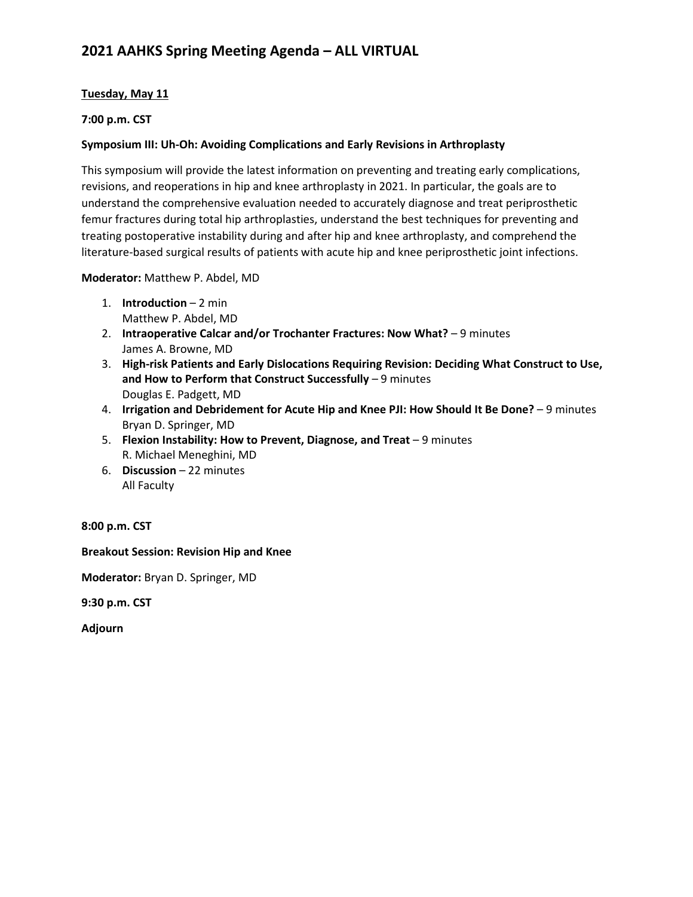## 2021 AAHKS Spring Meeting Agenda – ALL VIRTUAL

**Tuesday, May 11**

**7:00 p.m. CST**

**Symposium III: Uh-Oh: Avoiding Complications and Early Revisions in Arthroplasty**

This symposium will provide the latest information on preventing and treating early complications, revisions, and reoperations in hip and knee arthroplasty in 2021. In particular, the goals are to understand the comprehensive evaluation needed to accurately diagnose and treat periprosthetic femur fractures during total hip arthroplasties, understand the best techniques for preventing and treating postoperative instability during and after hip and knee arthroplasty, and comprehend the literature-based surgical results of patients with acute hip and knee periprosthetic joint infections.

**Moderator:** Matthew P. Abdel, MD

1. **Introduction** – 2 min
   Matthew P. Abdel, MD
2. **Intraoperative Calcar and/or Trochanter Fractures: Now What?** – 9 minutes
   James A. Browne, MD
3. **High-risk Patients and Early Dislocations Requiring Revision: Deciding What Construct to Use, and How to Perform that Construct Successfully** – 9 minutes
   Douglas E. Padgett, MD
4. **Irrigation and Debridement for Acute Hip and Knee PJI: How Should It Be Done?** – 9 minutes
   Bryan D. Springer, MD
5. **Flexion Instability: How to Prevent, Diagnose, and Treat** – 9 minutes
   R. Michael Meneghini, MD
6. **Discussion** – 22 minutes
   All Faculty

**8:00 p.m. CST**

**Breakout Session: Revision Hip and Knee**

**Moderator:** Bryan D. Springer, MD

**9:30 p.m. CST**

**Adjourn**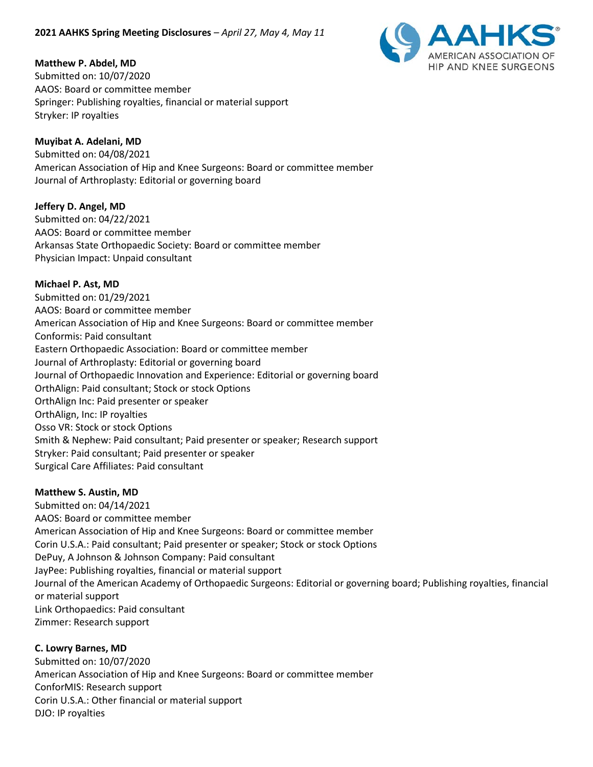**2021 AAHKS Spring Meeting Disclosures** – *April 27, May 4, May 11*

**Matthew P. Abdel, MD**
Submitted on: 10/07/2020
AAOS: Board or committee member
Springer: Publishing royalties, financial or material support
Stryker: IP royalties

**Muyibat A. Adelani, MD**
Submitted on: 04/08/2021
American Association of Hip and Knee Surgeons: Board or committee member
Journal of Arthroplasty: Editorial or governing board

**Jeffery D. Angel, MD**
Submitted on: 04/22/2021
AAOS: Board or committee member
Arkansas State Orthopaedic Society: Board or committee member
Physician Impact: Unpaid consultant

**Michael P. Ast, MD**
Submitted on: 01/29/2021
AAOS: Board or committee member
American Association of Hip and Knee Surgeons: Board or committee member
Conformis: Paid consultant
Eastern Orthopaedic Association: Board or committee member
Journal of Arthroplasty: Editorial or governing board
Journal of Orthopaedic Innovation and Experience: Editorial or governing board
OrthAlign: Paid consultant; Stock or stock Options
OrthAlign Inc: Paid presenter or speaker
OrthAlign, Inc: IP royalties
Osso VR: Stock or stock Options
Smith & Nephew: Paid consultant; Paid presenter or speaker; Research support
Stryker: Paid consultant; Paid presenter or speaker
Surgical Care Affiliates: Paid consultant

**Matthew S. Austin, MD**
Submitted on: 04/14/2021
AAOS: Board or committee member
American Association of Hip and Knee Surgeons: Board or committee member
Corin U.S.A.: Paid consultant; Paid presenter or speaker; Stock or stock Options
DePuy, A Johnson & Johnson Company: Paid consultant
JayPee: Publishing royalties, financial or material support
Journal of the American Academy of Orthopaedic Surgeons: Editorial or governing board; Publishing royalties, financial or material support
Link Orthopaedics: Paid consultant
Zimmer: Research support

**C. Lowry Barnes, MD**
Submitted on: 10/07/2020
American Association of Hip and Knee Surgeons: Board or committee member
ConforMIS: Research support
Corin U.S.A.: Other financial or material support
DJO: IP royalties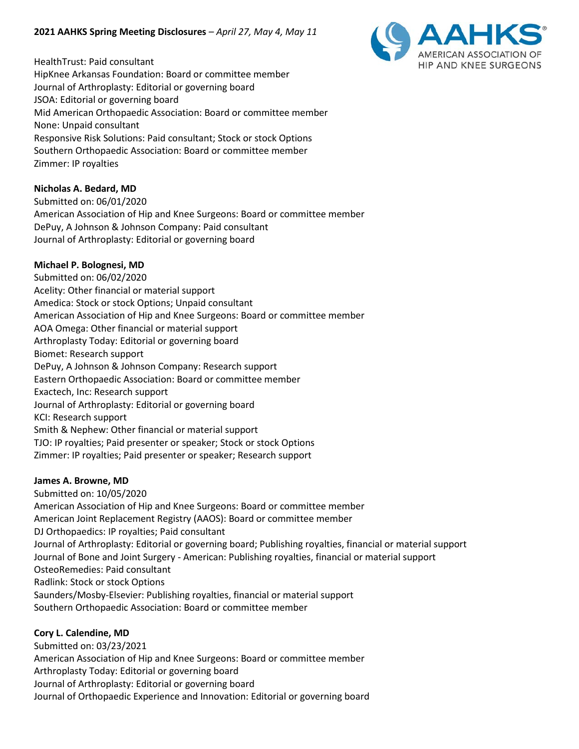HealthTrust: Paid consultant
HipKnee Arkansas Foundation: Board or committee member
Journal of Arthroplasty: Editorial or governing board
JSOA: Editorial or governing board
Mid American Orthopaedic Association: Board or committee member
None: Unpaid consultant
Responsive Risk Solutions: Paid consultant; Stock or stock Options
Southern Orthopaedic Association: Board or committee member
Zimmer: IP royalties

**Nicholas A. Bedard, MD**
Submitted on: 06/01/2020
American Association of Hip and Knee Surgeons: Board or committee member
DePuy, A Johnson & Johnson Company: Paid consultant
Journal of Arthroplasty: Editorial or governing board

**Michael P. Bolognesi, MD**
Submitted on: 06/02/2020
Acelity: Other financial or material support
Amedica: Stock or stock Options; Unpaid consultant
American Association of Hip and Knee Surgeons: Board or committee member
AOA Omega: Other financial or material support
Arthroplasty Today: Editorial or governing board
Biomet: Research support
DePuy, A Johnson & Johnson Company: Research support
Eastern Orthopaedic Association: Board or committee member
Exactech, Inc: Research support
Journal of Arthroplasty: Editorial or governing board
KCI: Research support
Smith & Nephew: Other financial or material support
TJO: IP royalties; Paid presenter or speaker; Stock or stock Options
Zimmer: IP royalties; Paid presenter or speaker; Research support

**James A. Browne, MD**
Submitted on: 10/05/2020
American Association of Hip and Knee Surgeons: Board or committee member
American Joint Replacement Registry (AAOS): Board or committee member
DJ Orthopaedics: IP royalties; Paid consultant
Journal of Arthroplasty: Editorial or governing board; Publishing royalties, financial or material support
Journal of Bone and Joint Surgery - American: Publishing royalties, financial or material support
OsteoRemedies: Paid consultant
Radlink: Stock or stock Options
Saunders/Mosby-Elsevier: Publishing royalties, financial or material support
Southern Orthopaedic Association: Board or committee member

**Cory L. Calendine, MD**
Submitted on: 03/23/2021
American Association of Hip and Knee Surgeons: Board or committee member
Arthroplasty Today: Editorial or governing board
Journal of Arthroplasty: Editorial or governing board
Journal of Orthopaedic Experience and Innovation: Editorial or governing board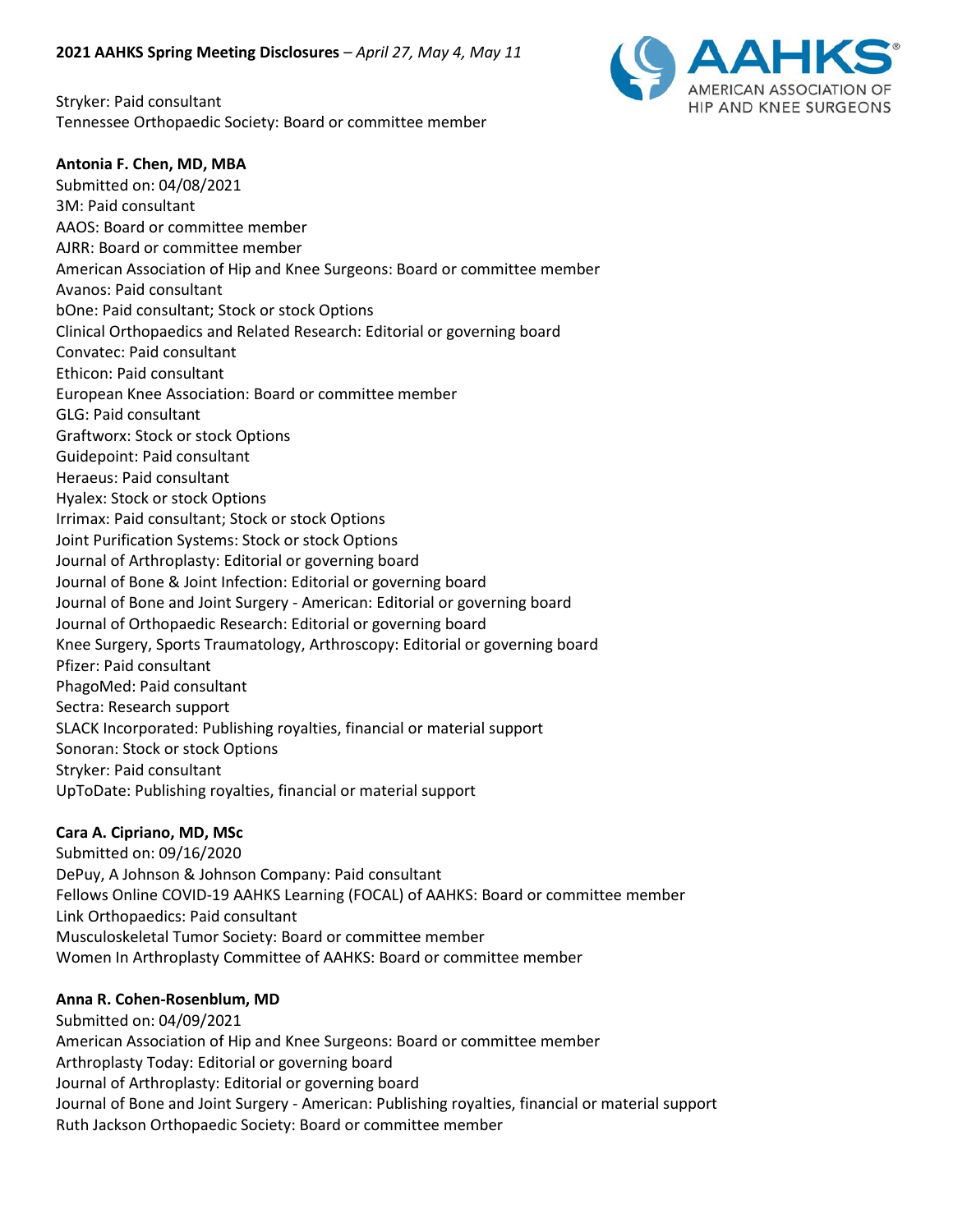Stryker: Paid consultant
Tennessee Orthopaedic Society: Board or committee member

**Antonia F. Chen, MD, MBA**
Submitted on: 04/08/2021
3M: Paid consultant
AAOS: Board or committee member
AJRR: Board or committee member
American Association of Hip and Knee Surgeons: Board or committee member
Avanos: Paid consultant
bOne: Paid consultant; Stock or stock Options
Clinical Orthopaedics and Related Research: Editorial or governing board
Convatec: Paid consultant
Ethicon: Paid consultant
European Knee Association: Board or committee member
GLG: Paid consultant
Graftworx: Stock or stock Options
Guidepoint: Paid consultant
Heraeus: Paid consultant
Hyalex: Stock or stock Options
Irrimax: Paid consultant; Stock or stock Options
Joint Purification Systems: Stock or stock Options
Journal of Arthroplasty: Editorial or governing board
Journal of Bone & Joint Infection: Editorial or governing board
Journal of Bone and Joint Surgery - American: Editorial or governing board
Journal of Orthopaedic Research: Editorial or governing board
Knee Surgery, Sports Traumatology, Arthroscopy: Editorial or governing board
Pfizer: Paid consultant
PhagoMed: Paid consultant
Sectra: Research support
SLACK Incorporated: Publishing royalties, financial or material support
Sonoran: Stock or stock Options
Stryker: Paid consultant
UpToDate: Publishing royalties, financial or material support

**Cara A. Cipriano, MD, MSc**
Submitted on: 09/16/2020
DePuy, A Johnson & Johnson Company: Paid consultant
Fellows Online COVID-19 AAHKS Learning (FOCAL) of AAHKS: Board or committee member
Link Orthopaedics: Paid consultant
Musculoskeletal Tumor Society: Board or committee member
Women In Arthroplasty Committee of AAHKS: Board or committee member

**Anna R. Cohen-Rosenblum, MD**
Submitted on: 04/09/2021
American Association of Hip and Knee Surgeons: Board or committee member
Arthroplasty Today: Editorial or governing board
Journal of Arthroplasty: Editorial or governing board
Journal of Bone and Joint Surgery - American: Publishing royalties, financial or material support
Ruth Jackson Orthopaedic Society: Board or committee member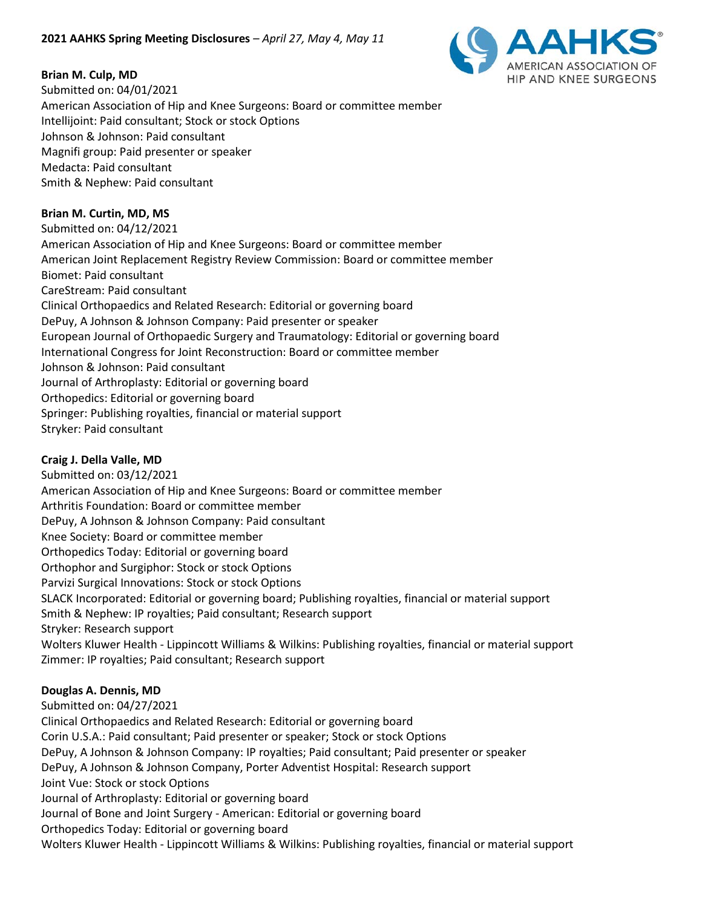**Brian M. Culp, MD**
Submitted on: 04/01/2021
American Association of Hip and Knee Surgeons: Board or committee member
Intellijoint: Paid consultant; Stock or stock Options
Johnson & Johnson: Paid consultant
Magnifi group: Paid presenter or speaker
Medacta: Paid consultant
Smith & Nephew: Paid consultant

**Brian M. Curtin, MD, MS**
Submitted on: 04/12/2021
American Association of Hip and Knee Surgeons: Board or committee member
American Joint Replacement Registry Review Commission: Board or committee member
Biomet: Paid consultant
CareStream: Paid consultant
Clinical Orthopaedics and Related Research: Editorial or governing board
DePuy, A Johnson & Johnson Company: Paid presenter or speaker
European Journal of Orthopaedic Surgery and Traumatology: Editorial or governing board
International Congress for Joint Reconstruction: Board or committee member
Johnson & Johnson: Paid consultant
Journal of Arthroplasty: Editorial or governing board
Orthopedics: Editorial or governing board
Springer: Publishing royalties, financial or material support
Stryker: Paid consultant

**Craig J. Della Valle, MD**
Submitted on: 03/12/2021
American Association of Hip and Knee Surgeons: Board or committee member
Arthritis Foundation: Board or committee member
DePuy, A Johnson & Johnson Company: Paid consultant
Knee Society: Board or committee member
Orthopedics Today: Editorial or governing board
Orthophor and Surgiphor: Stock or stock Options
Parvizi Surgical Innovations: Stock or stock Options
SLACK Incorporated: Editorial or governing board; Publishing royalties, financial or material support
Smith & Nephew: IP royalties; Paid consultant; Research support
Stryker: Research support
Wolters Kluwer Health - Lippincott Williams & Wilkins: Publishing royalties, financial or material support
Zimmer: IP royalties; Paid consultant; Research support

**Douglas A. Dennis, MD**
Submitted on: 04/27/2021
Clinical Orthopaedics and Related Research: Editorial or governing board
Corin U.S.A.: Paid consultant; Paid presenter or speaker; Stock or stock Options
DePuy, A Johnson & Johnson Company: IP royalties; Paid consultant; Paid presenter or speaker
DePuy, A Johnson & Johnson Company, Porter Adventist Hospital: Research support
Joint Vue: Stock or stock Options
Journal of Arthroplasty: Editorial or governing board
Journal of Bone and Joint Surgery - American: Editorial or governing board
Orthopedics Today: Editorial or governing board
Wolters Kluwer Health - Lippincott Williams & Wilkins: Publishing royalties, financial or material support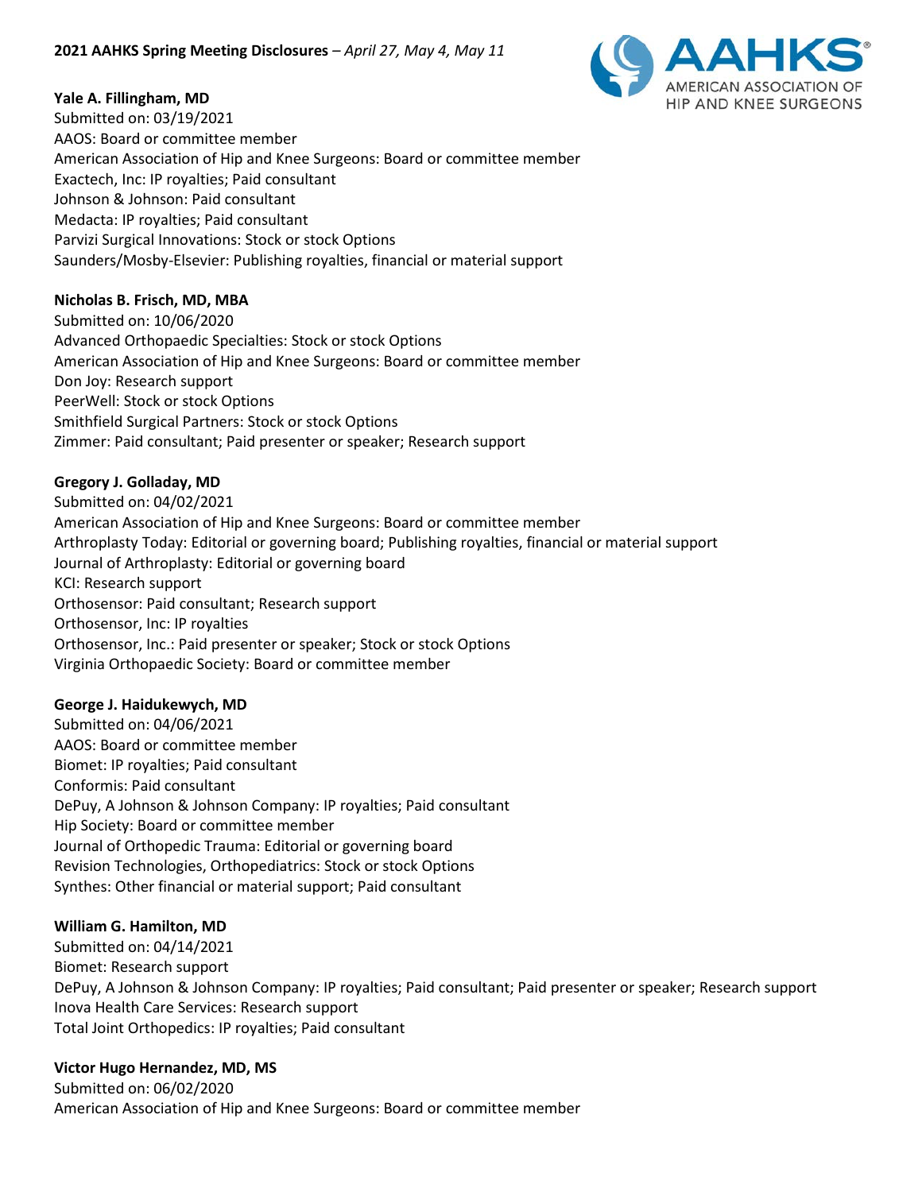**Yale A. Fillingham, MD**
Submitted on: 03/19/2021
AAOS: Board or committee member
American Association of Hip and Knee Surgeons: Board or committee member
Exactech, Inc: IP royalties; Paid consultant
Johnson & Johnson: Paid consultant
Medacta: IP royalties; Paid consultant
Parvizi Surgical Innovations: Stock or stock Options
Saunders/Mosby-Elsevier: Publishing royalties, financial or material support

**Nicholas B. Frisch, MD, MBA**
Submitted on: 10/06/2020
Advanced Orthopaedic Specialties: Stock or stock Options
American Association of Hip and Knee Surgeons: Board or committee member
Don Joy: Research support
PeerWell: Stock or stock Options
Smithfield Surgical Partners: Stock or stock Options
Zimmer: Paid consultant; Paid presenter or speaker; Research support

**Gregory J. Golladay, MD**
Submitted on: 04/02/2021
American Association of Hip and Knee Surgeons: Board or committee member
Arthroplasty Today: Editorial or governing board; Publishing royalties, financial or material support
Journal of Arthroplasty: Editorial or governing board
KCI: Research support
Orthosensor: Paid consultant; Research support
Orthosensor, Inc: IP royalties
Orthosensor, Inc.: Paid presenter or speaker; Stock or stock Options
Virginia Orthopaedic Society: Board or committee member

**George J. Haidukewych, MD**
Submitted on: 04/06/2021
AAOS: Board or committee member
Biomet: IP royalties; Paid consultant
Conformis: Paid consultant
DePuy, A Johnson & Johnson Company: IP royalties; Paid consultant
Hip Society: Board or committee member
Journal of Orthopedic Trauma: Editorial or governing board
Revision Technologies, Orthopediatrics: Stock or stock Options
Synthes: Other financial or material support; Paid consultant

**William G. Hamilton, MD**
Submitted on: 04/14/2021
Biomet: Research support
DePuy, A Johnson & Johnson Company: IP royalties; Paid consultant; Paid presenter or speaker; Research support
Inova Health Care Services: Research support
Total Joint Orthopedics: IP royalties; Paid consultant

**Victor Hugo Hernandez, MD, MS**
Submitted on: 06/02/2020
American Association of Hip and Knee Surgeons: Board or committee member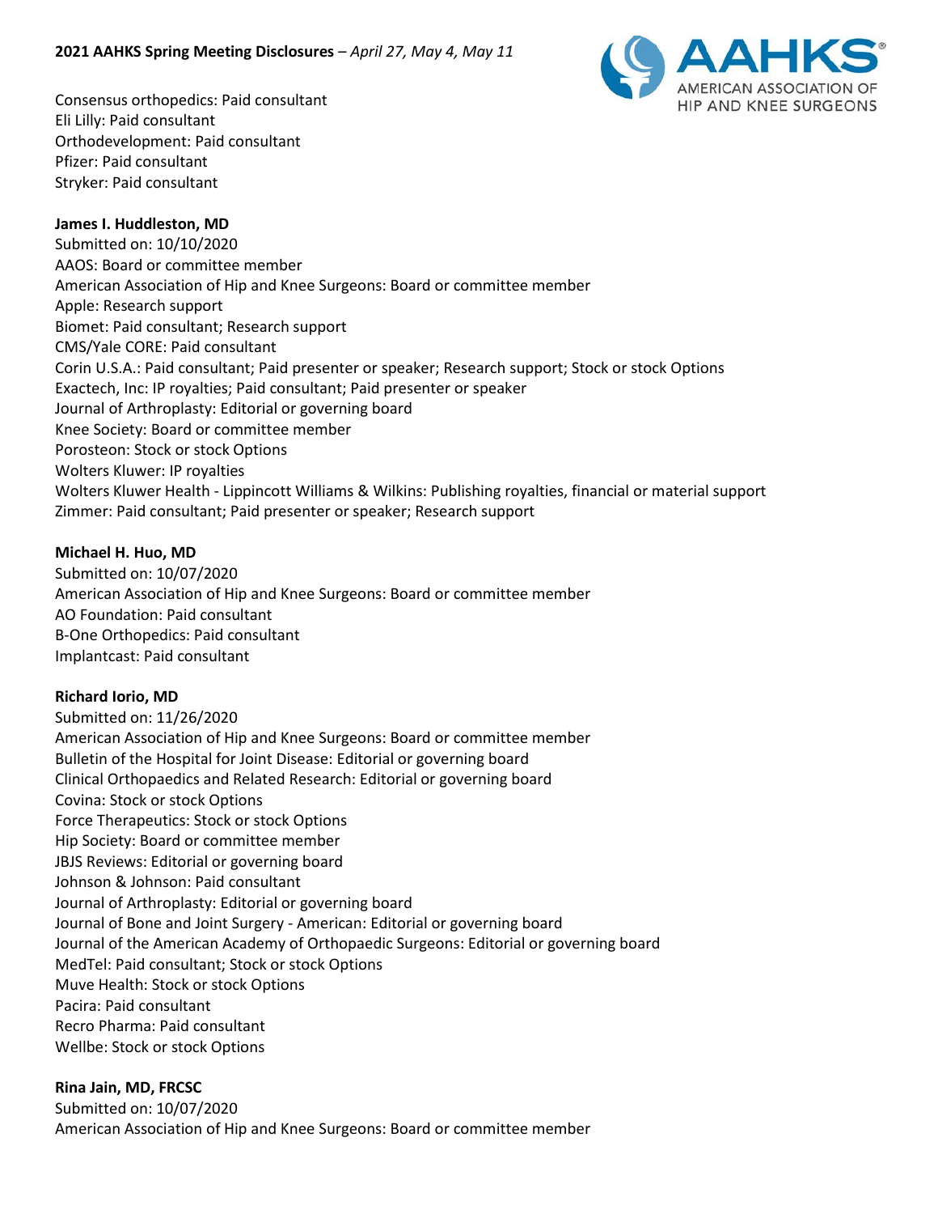Consensus orthopedics: Paid consultant
Eli Lilly: Paid consultant
Orthodevelopment: Paid consultant
Pfizer: Paid consultant
Stryker: Paid consultant

**James I. Huddleston, MD**
Submitted on: 10/10/2020
AAOS: Board or committee member
American Association of Hip and Knee Surgeons: Board or committee member
Apple: Research support
Biomet: Paid consultant; Research support
CMS/Yale CORE: Paid consultant
Corin U.S.A.: Paid consultant; Paid presenter or speaker; Research support; Stock or stock Options
Exactech, Inc: IP royalties; Paid consultant; Paid presenter or speaker
Journal of Arthroplasty: Editorial or governing board
Knee Society: Board or committee member
Porosteon: Stock or stock Options
Wolters Kluwer: IP royalties
Wolters Kluwer Health - Lippincott Williams & Wilkins: Publishing royalties, financial or material support
Zimmer: Paid consultant; Paid presenter or speaker; Research support

**Michael H. Huo, MD**
Submitted on: 10/07/2020
American Association of Hip and Knee Surgeons: Board or committee member
AO Foundation: Paid consultant
B-One Orthopedics: Paid consultant
Implantcast: Paid consultant

**Richard Iorio, MD**
Submitted on: 11/26/2020
American Association of Hip and Knee Surgeons: Board or committee member
Bulletin of the Hospital for Joint Disease: Editorial or governing board
Clinical Orthopaedics and Related Research: Editorial or governing board
Covina: Stock or stock Options
Force Therapeutics: Stock or stock Options
Hip Society: Board or committee member
JBJS Reviews: Editorial or governing board
Johnson & Johnson: Paid consultant
Journal of Arthroplasty: Editorial or governing board
Journal of Bone and Joint Surgery - American: Editorial or governing board
Journal of the American Academy of Orthopaedic Surgeons: Editorial or governing board
MedTel: Paid consultant; Stock or stock Options
Muve Health: Stock or stock Options
Pacira: Paid consultant
Recro Pharma: Paid consultant
Wellbe: Stock or stock Options

**Rina Jain, MD, FRCSC**
Submitted on: 10/07/2020
American Association of Hip and Knee Surgeons: Board or committee member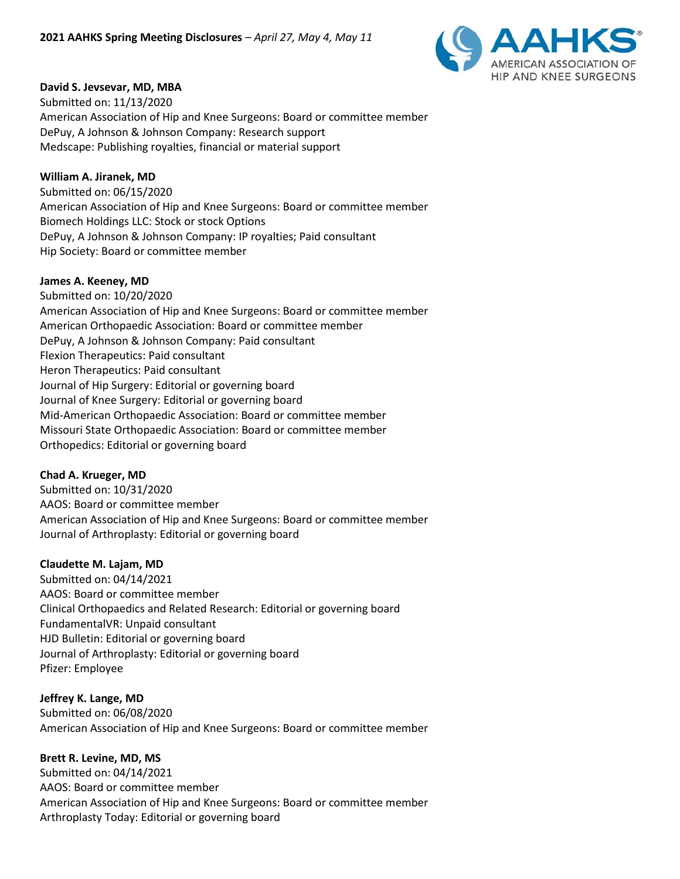**David S. Jevsevar, MD, MBA**
Submitted on: 11/13/2020
American Association of Hip and Knee Surgeons: Board or committee member
DePuy, A Johnson & Johnson Company: Research support
Medscape: Publishing royalties, financial or material support

**William A. Jiranek, MD**
Submitted on: 06/15/2020
American Association of Hip and Knee Surgeons: Board or committee member
Biomech Holdings LLC: Stock or stock Options
DePuy, A Johnson & Johnson Company: IP royalties; Paid consultant
Hip Society: Board or committee member

**James A. Keeney, MD**
Submitted on: 10/20/2020
American Association of Hip and Knee Surgeons: Board or committee member
American Orthopaedic Association: Board or committee member
DePuy, A Johnson & Johnson Company: Paid consultant
Flexion Therapeutics: Paid consultant
Heron Therapeutics: Paid consultant
Journal of Hip Surgery: Editorial or governing board
Journal of Knee Surgery: Editorial or governing board
Mid-American Orthopaedic Association: Board or committee member
Missouri State Orthopaedic Association: Board or committee member
Orthopedics: Editorial or governing board

**Chad A. Krueger, MD**
Submitted on: 10/31/2020
AAOS: Board or committee member
American Association of Hip and Knee Surgeons: Board or committee member
Journal of Arthroplasty: Editorial or governing board

**Claudette M. Lajam, MD**
Submitted on: 04/14/2021
AAOS: Board or committee member
Clinical Orthopaedics and Related Research: Editorial or governing board
FundamentalVR: Unpaid consultant
HJD Bulletin: Editorial or governing board
Journal of Arthroplasty: Editorial or governing board
Pfizer: Employee

**Jeffrey K. Lange, MD**
Submitted on: 06/08/2020
American Association of Hip and Knee Surgeons: Board or committee member

**Brett R. Levine, MD, MS**
Submitted on: 04/14/2021
AAOS: Board or committee member
American Association of Hip and Knee Surgeons: Board or committee member
Arthroplasty Today: Editorial or governing board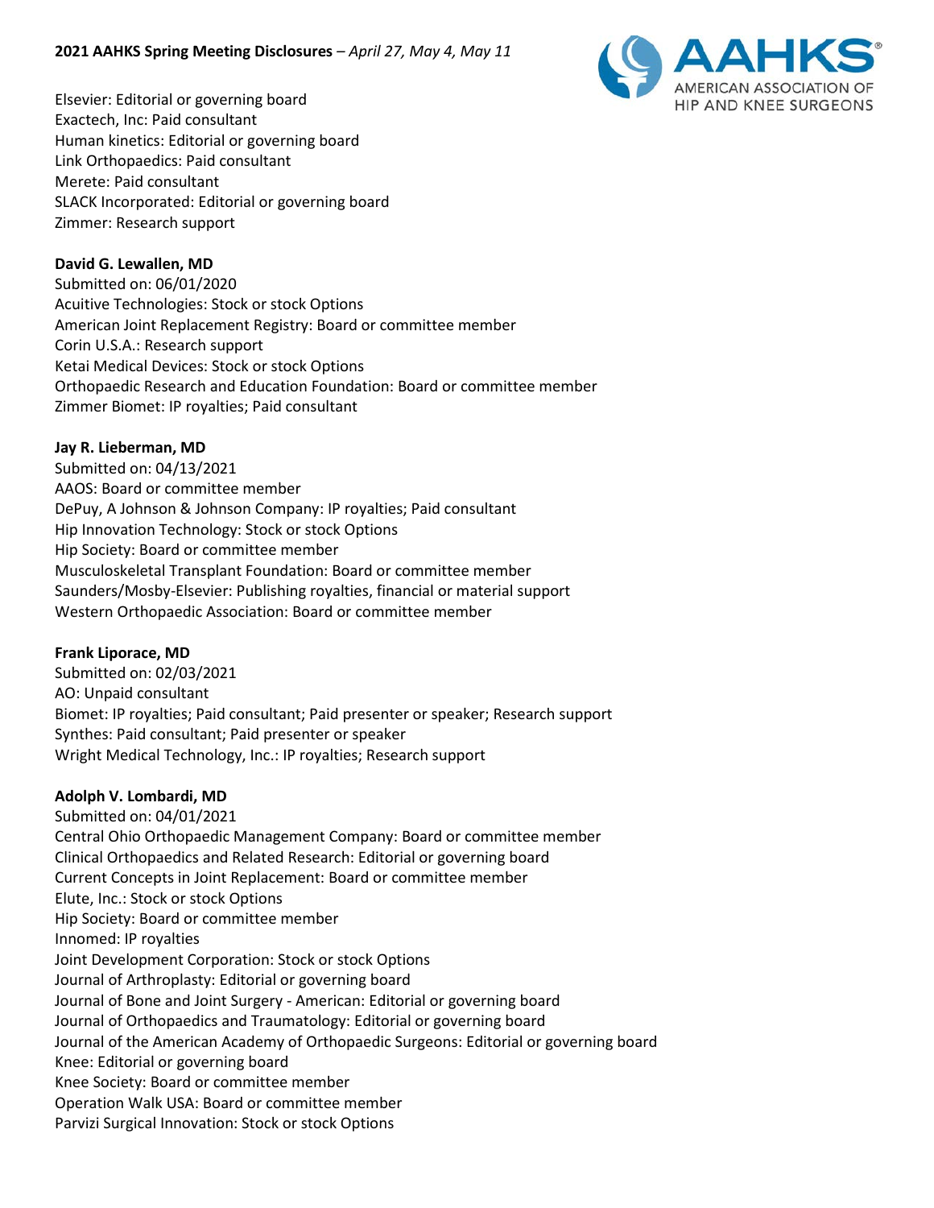Elsevier: Editorial or governing board
Exactech, Inc: Paid consultant
Human kinetics: Editorial or governing board
Link Orthopaedics: Paid consultant
Merete: Paid consultant
SLACK Incorporated: Editorial or governing board
Zimmer: Research support

**David G. Lewallen, MD**
Submitted on: 06/01/2020
Acuitive Technologies: Stock or stock Options
American Joint Replacement Registry: Board or committee member
Corin U.S.A.: Research support
Ketai Medical Devices: Stock or stock Options
Orthopaedic Research and Education Foundation: Board or committee member
Zimmer Biomet: IP royalties; Paid consultant

**Jay R. Lieberman, MD**
Submitted on: 04/13/2021
AAOS: Board or committee member
DePuy, A Johnson & Johnson Company: IP royalties; Paid consultant
Hip Innovation Technology: Stock or stock Options
Hip Society: Board or committee member
Musculoskeletal Transplant Foundation: Board or committee member
Saunders/Mosby-Elsevier: Publishing royalties, financial or material support
Western Orthopaedic Association: Board or committee member

**Frank Liporace, MD**
Submitted on: 02/03/2021
AO: Unpaid consultant
Biomet: IP royalties; Paid consultant; Paid presenter or speaker; Research support
Synthes: Paid consultant; Paid presenter or speaker
Wright Medical Technology, Inc.: IP royalties; Research support

**Adolph V. Lombardi, MD**
Submitted on: 04/01/2021
Central Ohio Orthopaedic Management Company: Board or committee member
Clinical Orthopaedics and Related Research: Editorial or governing board
Current Concepts in Joint Replacement: Board or committee member
Elute, Inc.: Stock or stock Options
Hip Society: Board or committee member
Innomed: IP royalties
Joint Development Corporation: Stock or stock Options
Journal of Arthroplasty: Editorial or governing board
Journal of Bone and Joint Surgery - American: Editorial or governing board
Journal of Orthopaedics and Traumatology: Editorial or governing board
Journal of the American Academy of Orthopaedic Surgeons: Editorial or governing board
Knee: Editorial or governing board
Knee Society: Board or committee member
Operation Walk USA: Board or committee member
Parvizi Surgical Innovation: Stock or stock Options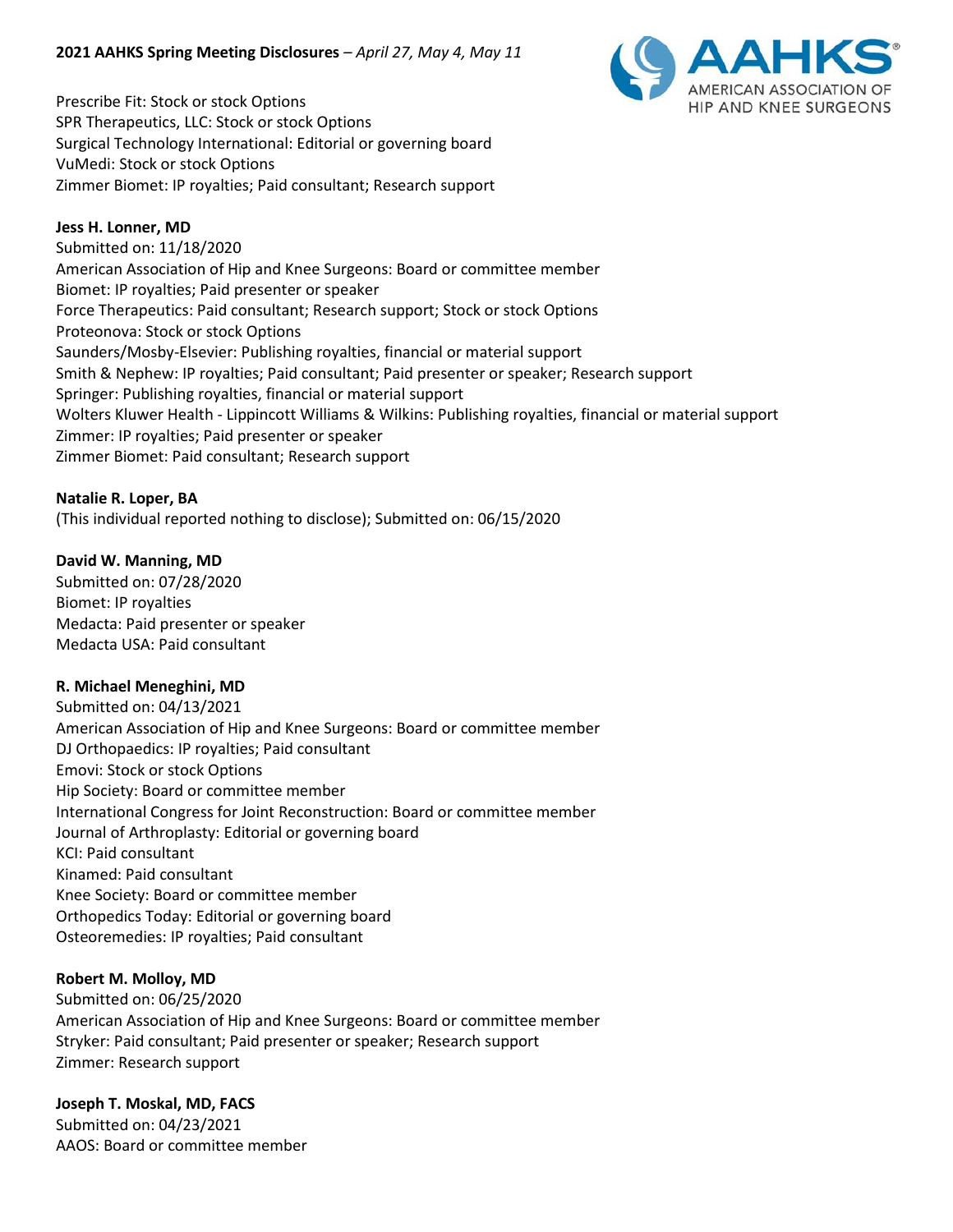Prescribe Fit: Stock or stock Options
SPR Therapeutics, LLC: Stock or stock Options
Surgical Technology International: Editorial or governing board
VuMedi: Stock or stock Options
Zimmer Biomet: IP royalties; Paid consultant; Research support

**Jess H. Lonner, MD**
Submitted on: 11/18/2020
American Association of Hip and Knee Surgeons: Board or committee member
Biomet: IP royalties; Paid presenter or speaker
Force Therapeutics: Paid consultant; Research support; Stock or stock Options
Proteonova: Stock or stock Options
Saunders/Mosby-Elsevier: Publishing royalties, financial or material support
Smith & Nephew: IP royalties; Paid consultant; Paid presenter or speaker; Research support
Springer: Publishing royalties, financial or material support
Wolters Kluwer Health - Lippincott Williams & Wilkins: Publishing royalties, financial or material support
Zimmer: IP royalties; Paid presenter or speaker
Zimmer Biomet: Paid consultant; Research support

**Natalie R. Loper, BA**
(This individual reported nothing to disclose); Submitted on: 06/15/2020

**David W. Manning, MD**
Submitted on: 07/28/2020
Biomet: IP royalties
Medacta: Paid presenter or speaker
Medacta USA: Paid consultant

**R. Michael Meneghini, MD**
Submitted on: 04/13/2021
American Association of Hip and Knee Surgeons: Board or committee member
DJ Orthopaedics: IP royalties; Paid consultant
Emovi: Stock or stock Options
Hip Society: Board or committee member
International Congress for Joint Reconstruction: Board or committee member
Journal of Arthroplasty: Editorial or governing board
KCI: Paid consultant
Kinamed: Paid consultant
Knee Society: Board or committee member
Orthopedics Today: Editorial or governing board
Osteoremedies: IP royalties; Paid consultant

**Robert M. Molloy, MD**
Submitted on: 06/25/2020
American Association of Hip and Knee Surgeons: Board or committee member
Stryker: Paid consultant; Paid presenter or speaker; Research support
Zimmer: Research support

**Joseph T. Moskal, MD, FACS**
Submitted on: 04/23/2021
AAOS: Board or committee member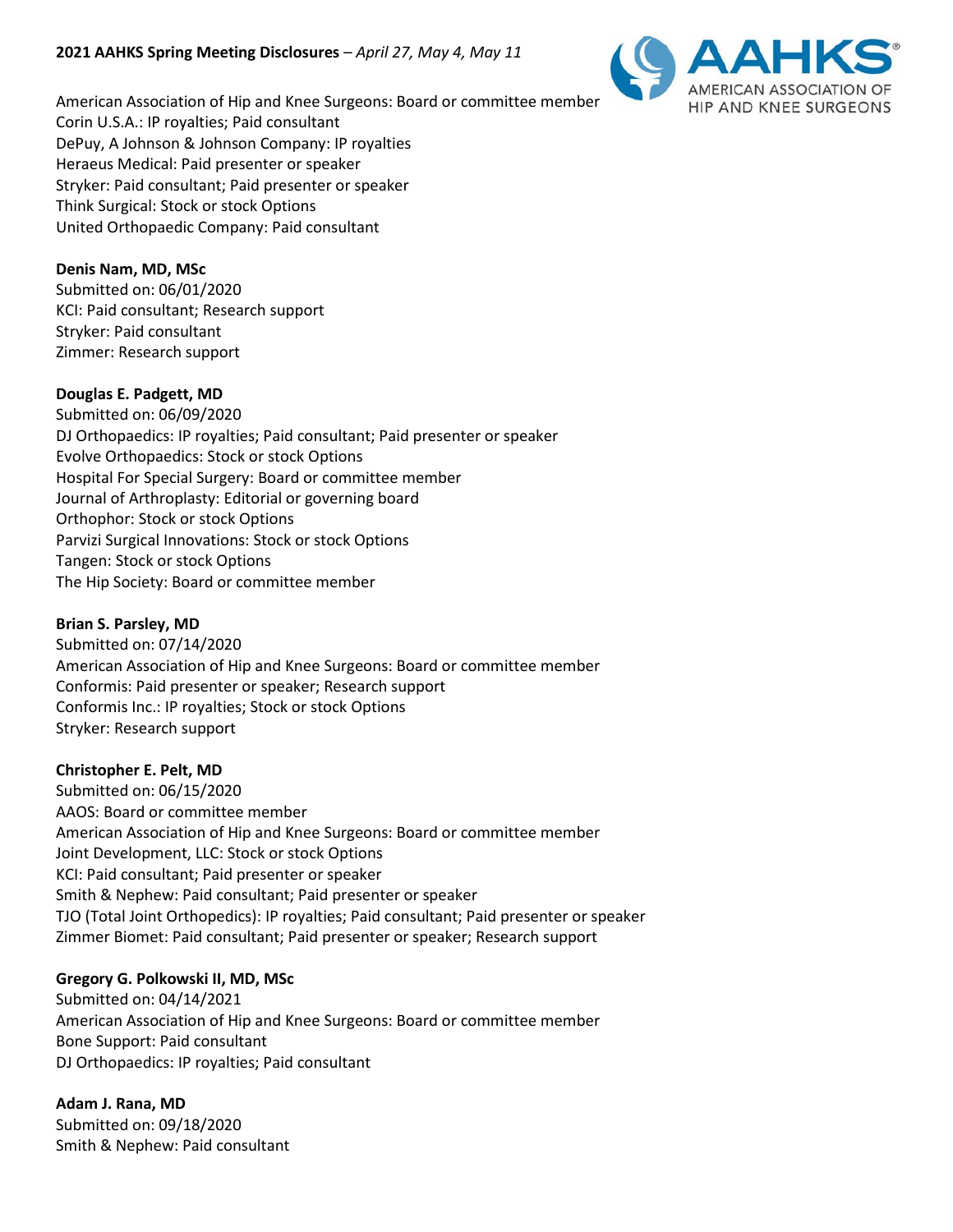American Association of Hip and Knee Surgeons: Board or committee member
Corin U.S.A.: IP royalties; Paid consultant
DePuy, A Johnson & Johnson Company: IP royalties
Heraeus Medical: Paid presenter or speaker
Stryker: Paid consultant; Paid presenter or speaker
Think Surgical: Stock or stock Options
United Orthopaedic Company: Paid consultant

**Denis Nam, MD, MSc**
Submitted on: 06/01/2020
KCI: Paid consultant; Research support
Stryker: Paid consultant
Zimmer: Research support

**Douglas E. Padgett, MD**
Submitted on: 06/09/2020
DJ Orthopaedics: IP royalties; Paid consultant; Paid presenter or speaker
Evolve Orthopaedics: Stock or stock Options
Hospital For Special Surgery: Board or committee member
Journal of Arthroplasty: Editorial or governing board
Orthophor: Stock or stock Options
Parvizi Surgical Innovations: Stock or stock Options
Tangen: Stock or stock Options
The Hip Society: Board or committee member

**Brian S. Parsley, MD**
Submitted on: 07/14/2020
American Association of Hip and Knee Surgeons: Board or committee member
Conformis: Paid presenter or speaker; Research support
Conformis Inc.: IP royalties; Stock or stock Options
Stryker: Research support

**Christopher E. Pelt, MD**
Submitted on: 06/15/2020
AAOS: Board or committee member
American Association of Hip and Knee Surgeons: Board or committee member
Joint Development, LLC: Stock or stock Options
KCI: Paid consultant; Paid presenter or speaker
Smith & Nephew: Paid consultant; Paid presenter or speaker
TJO (Total Joint Orthopedics): IP royalties; Paid consultant; Paid presenter or speaker
Zimmer Biomet: Paid consultant; Paid presenter or speaker; Research support

**Gregory G. Polkowski II, MD, MSc**
Submitted on: 04/14/2021
American Association of Hip and Knee Surgeons: Board or committee member
Bone Support: Paid consultant
DJ Orthopaedics: IP royalties; Paid consultant

**Adam J. Rana, MD**
Submitted on: 09/18/2020
Smith & Nephew: Paid consultant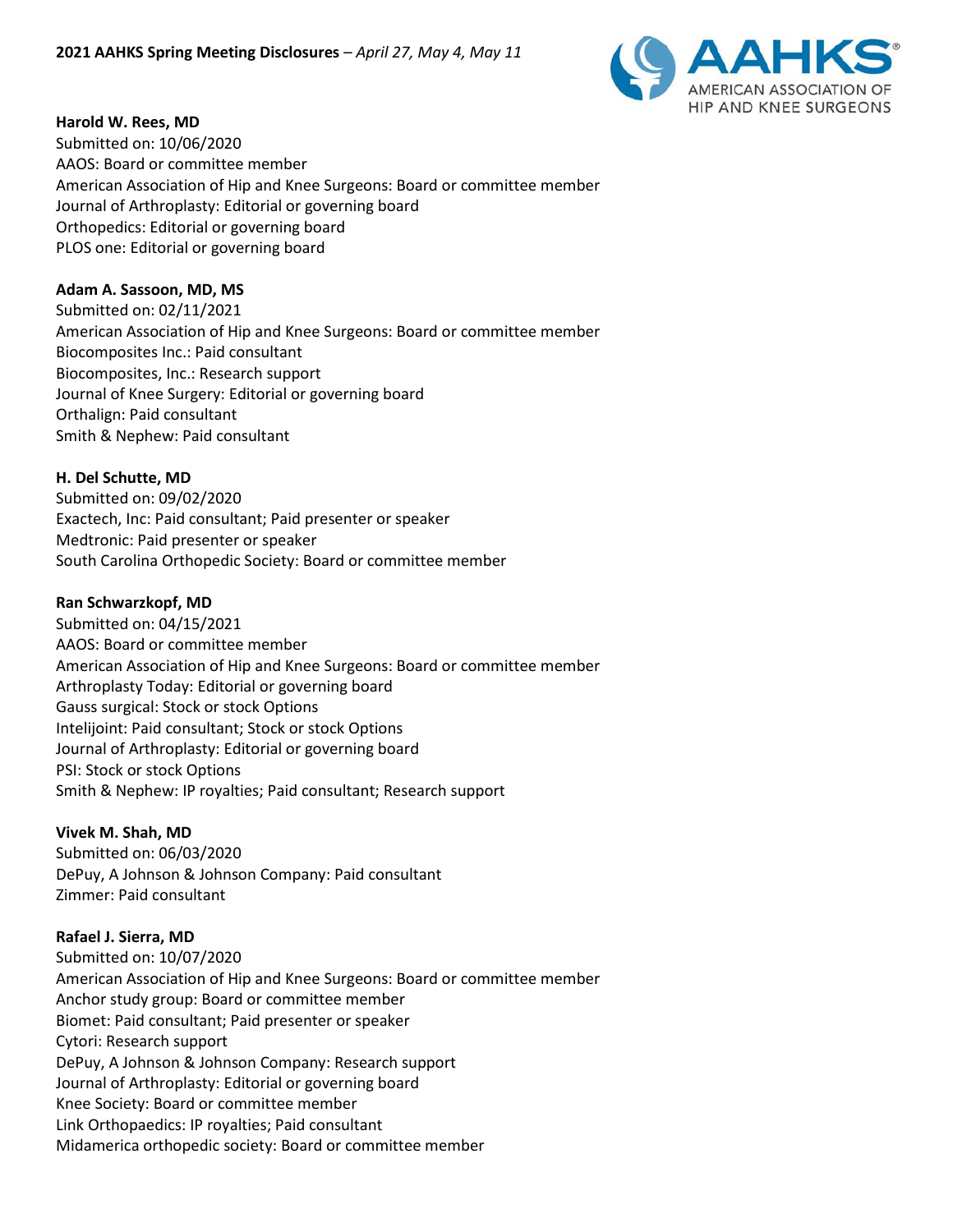**Harold W. Rees, MD**
Submitted on: 10/06/2020
AAOS: Board or committee member
American Association of Hip and Knee Surgeons: Board or committee member
Journal of Arthroplasty: Editorial or governing board
Orthopedics: Editorial or governing board
PLOS one: Editorial or governing board

**Adam A. Sassoon, MD, MS**
Submitted on: 02/11/2021
American Association of Hip and Knee Surgeons: Board or committee member
Biocomposites Inc.: Paid consultant
Biocomposites, Inc.: Research support
Journal of Knee Surgery: Editorial or governing board
Orthalign: Paid consultant
Smith & Nephew: Paid consultant

**H. Del Schutte, MD**
Submitted on: 09/02/2020
Exactech, Inc: Paid consultant; Paid presenter or speaker
Medtronic: Paid presenter or speaker
South Carolina Orthopedic Society: Board or committee member

**Ran Schwarzkopf, MD**
Submitted on: 04/15/2021
AAOS: Board or committee member
American Association of Hip and Knee Surgeons: Board or committee member
Arthroplasty Today: Editorial or governing board
Gauss surgical: Stock or stock Options
Intelijoint: Paid consultant; Stock or stock Options
Journal of Arthroplasty: Editorial or governing board
PSI: Stock or stock Options
Smith & Nephew: IP royalties; Paid consultant; Research support

**Vivek M. Shah, MD**
Submitted on: 06/03/2020
DePuy, A Johnson & Johnson Company: Paid consultant
Zimmer: Paid consultant

**Rafael J. Sierra, MD**
Submitted on: 10/07/2020
American Association of Hip and Knee Surgeons: Board or committee member
Anchor study group: Board or committee member
Biomet: Paid consultant; Paid presenter or speaker
Cytori: Research support
DePuy, A Johnson & Johnson Company: Research support
Journal of Arthroplasty: Editorial or governing board
Knee Society: Board or committee member
Link Orthopaedics: IP royalties; Paid consultant
Midamerica orthopedic society: Board or committee member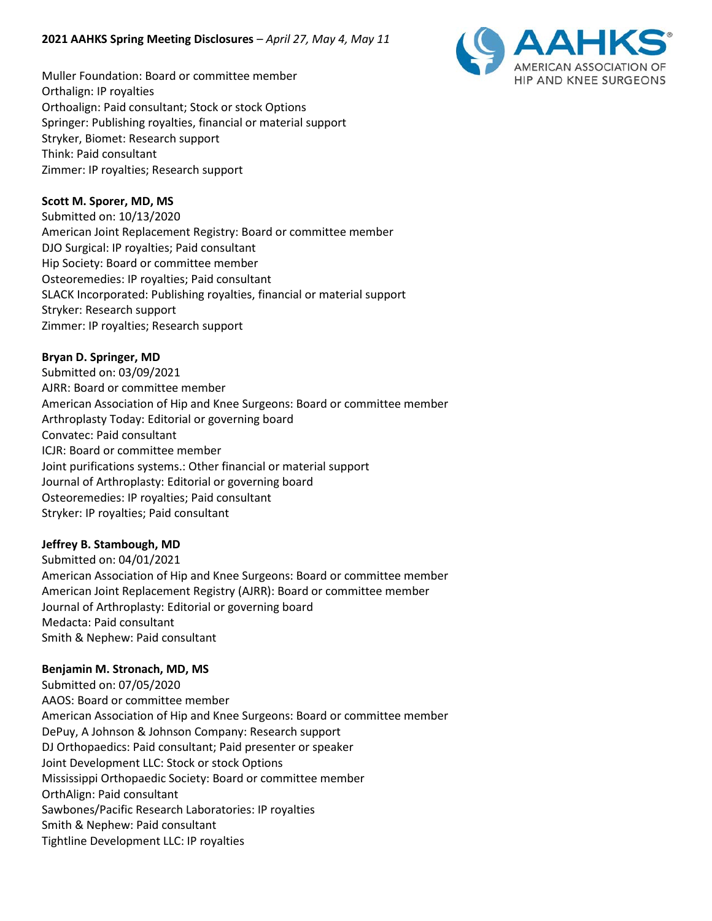Muller Foundation: Board or committee member
Orthalign: IP royalties
Orthoalign: Paid consultant; Stock or stock Options
Springer: Publishing royalties, financial or material support
Stryker, Biomet: Research support
Think: Paid consultant
Zimmer: IP royalties; Research support

**Scott M. Sporer, MD, MS**
Submitted on: 10/13/2020
American Joint Replacement Registry: Board or committee member
DJO Surgical: IP royalties; Paid consultant
Hip Society: Board or committee member
Osteoremedies: IP royalties; Paid consultant
SLACK Incorporated: Publishing royalties, financial or material support
Stryker: Research support
Zimmer: IP royalties; Research support

**Bryan D. Springer, MD**
Submitted on: 03/09/2021
AJRR: Board or committee member
American Association of Hip and Knee Surgeons: Board or committee member
Arthroplasty Today: Editorial or governing board
Convatec: Paid consultant
ICJR: Board or committee member
Joint purifications systems.: Other financial or material support
Journal of Arthroplasty: Editorial or governing board
Osteoremedies: IP royalties; Paid consultant
Stryker: IP royalties; Paid consultant

**Jeffrey B. Stambough, MD**
Submitted on: 04/01/2021
American Association of Hip and Knee Surgeons: Board or committee member
American Joint Replacement Registry (AJRR): Board or committee member
Journal of Arthroplasty: Editorial or governing board
Medacta: Paid consultant
Smith & Nephew: Paid consultant

**Benjamin M. Stronach, MD, MS**
Submitted on: 07/05/2020
AAOS: Board or committee member
American Association of Hip and Knee Surgeons: Board or committee member
DePuy, A Johnson & Johnson Company: Research support
DJ Orthopaedics: Paid consultant; Paid presenter or speaker
Joint Development LLC: Stock or stock Options
Mississippi Orthopaedic Society: Board or committee member
OrthAlign: Paid consultant
Sawbones/Pacific Research Laboratories: IP royalties
Smith & Nephew: Paid consultant
Tightline Development LLC: IP royalties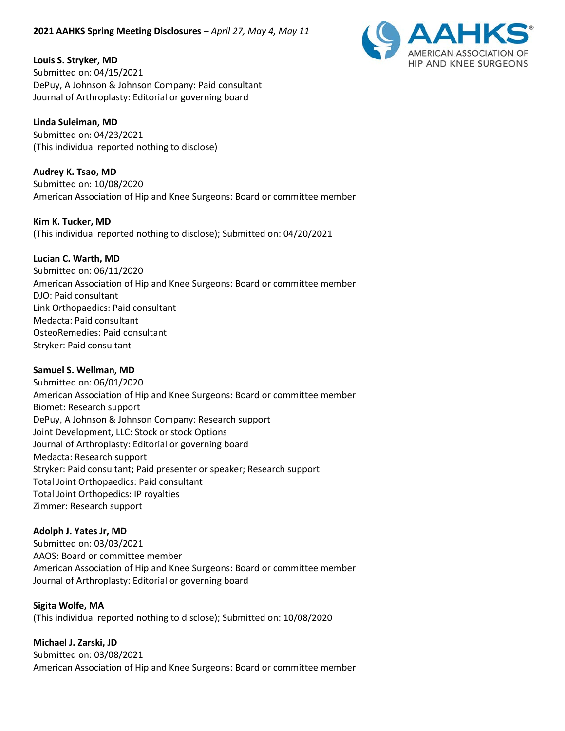**2021 AAHKS Spring Meeting Disclosures** – *April 27, May 4, May 11*

**Louis S. Stryker, MD**
Submitted on: 04/15/2021
DePuy, A Johnson & Johnson Company: Paid consultant
Journal of Arthroplasty: Editorial or governing board

**Linda Suleiman, MD**
Submitted on: 04/23/2021
(This individual reported nothing to disclose)

**Audrey K. Tsao, MD**
Submitted on: 10/08/2020
American Association of Hip and Knee Surgeons: Board or committee member

**Kim K. Tucker, MD**
(This individual reported nothing to disclose); Submitted on: 04/20/2021

**Lucian C. Warth, MD**
Submitted on: 06/11/2020
American Association of Hip and Knee Surgeons: Board or committee member
DJO: Paid consultant
Link Orthopaedics: Paid consultant
Medacta: Paid consultant
OsteoRemedies: Paid consultant
Stryker: Paid consultant

**Samuel S. Wellman, MD**
Submitted on: 06/01/2020
American Association of Hip and Knee Surgeons: Board or committee member
Biomet: Research support
DePuy, A Johnson & Johnson Company: Research support
Joint Development, LLC: Stock or stock Options
Journal of Arthroplasty: Editorial or governing board
Medacta: Research support
Stryker: Paid consultant; Paid presenter or speaker; Research support
Total Joint Orthopaedics: Paid consultant
Total Joint Orthopedics: IP royalties
Zimmer: Research support

**Adolph J. Yates Jr, MD**
Submitted on: 03/03/2021
AAOS: Board or committee member
American Association of Hip and Knee Surgeons: Board or committee member
Journal of Arthroplasty: Editorial or governing board

**Sigita Wolfe, MA**
(This individual reported nothing to disclose); Submitted on: 10/08/2020

**Michael J. Zarski, JD**
Submitted on: 03/08/2021
American Association of Hip and Knee Surgeons: Board or committee member